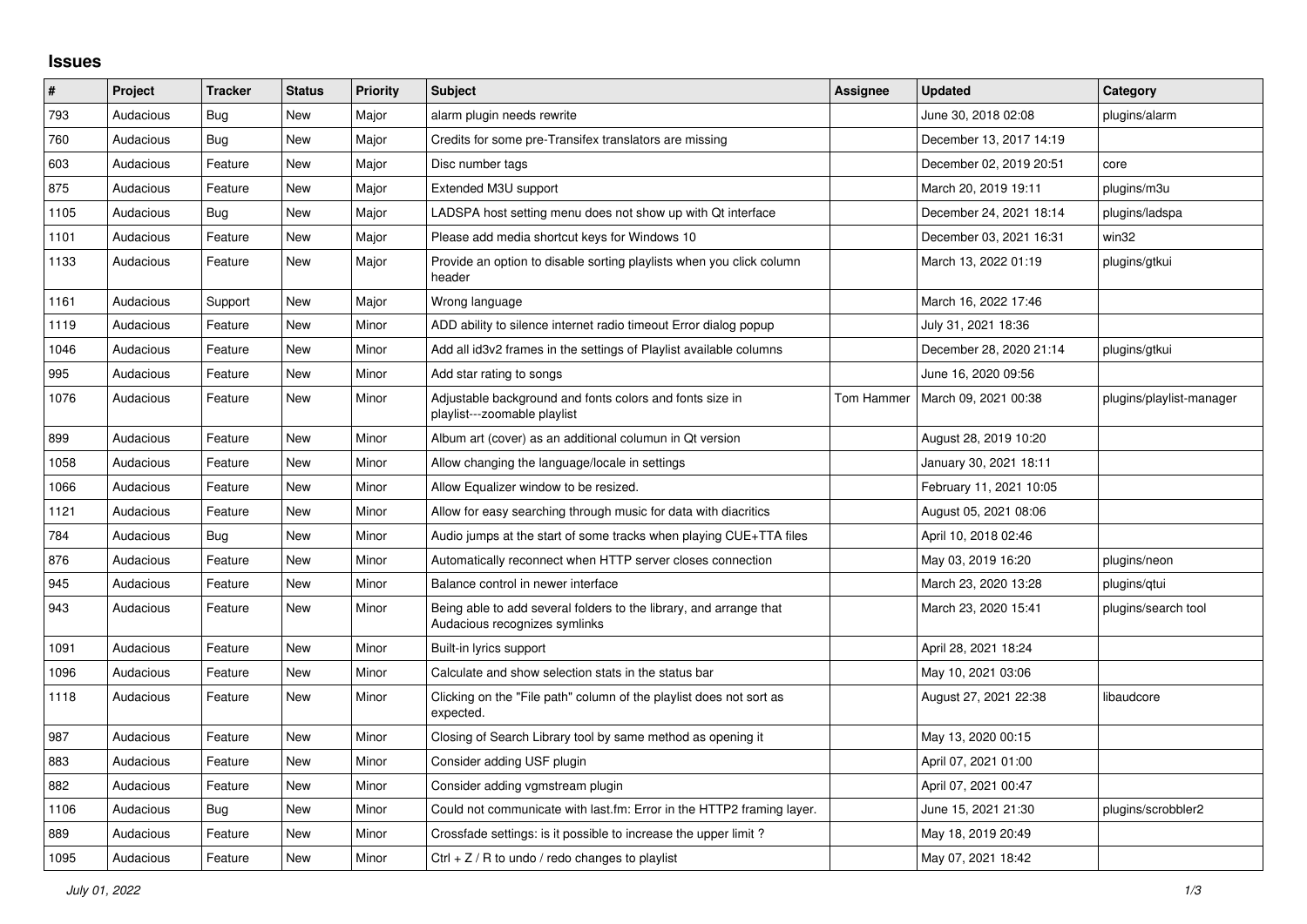## Issues

| # | Project | Tracker | Status | Priority | Subject | Assignee | Updated | Category |
|---|---|---|---|---|---|---|---|---|
| 793 | Audacious | Bug | New | Major | alarm plugin needs rewrite | | June 30, 2018 02:08 | plugins/alarm |
| 760 | Audacious | Bug | New | Major | Credits for some pre-Transifex translators are missing | | December 13, 2017 14:19 | |
| 603 | Audacious | Feature | New | Major | Disc number tags | | December 02, 2019 20:51 | core |
| 875 | Audacious | Feature | New | Major | Extended M3U support | | March 20, 2019 19:11 | plugins/m3u |
| 1105 | Audacious | Bug | New | Major | LADSPA host setting menu does not show up with Qt interface | | December 24, 2021 18:14 | plugins/ladspa |
| 1101 | Audacious | Feature | New | Major | Please add media shortcut keys for Windows 10 | | December 03, 2021 16:31 | win32 |
| 1133 | Audacious | Feature | New | Major | Provide an option to disable sorting playlists when you click column header | | March 13, 2022 01:19 | plugins/gtkui |
| 1161 | Audacious | Support | New | Major | Wrong language | | March 16, 2022 17:46 | |
| 1119 | Audacious | Feature | New | Minor | ADD ability to silence internet radio timeout Error dialog popup | | July 31, 2021 18:36 | |
| 1046 | Audacious | Feature | New | Minor | Add all id3v2 frames in the settings of Playlist available columns | | December 28, 2020 21:14 | plugins/gtkui |
| 995 | Audacious | Feature | New | Minor | Add star rating to songs | | June 16, 2020 09:56 | |
| 1076 | Audacious | Feature | New | Minor | Adjustable background and fonts colors and fonts size in playlist---zoomable playlist | Tom Hammer | March 09, 2021 00:38 | plugins/playlist-manager |
| 899 | Audacious | Feature | New | Minor | Album art (cover) as an additional colunun in Qt version | | August 28, 2019 10:20 | |
| 1058 | Audacious | Feature | New | Minor | Allow changing the language/locale in settings | | January 30, 2021 18:11 | |
| 1066 | Audacious | Feature | New | Minor | Allow Equalizer window to be resized. | | February 11, 2021 10:05 | |
| 1121 | Audacious | Feature | New | Minor | Allow for easy searching through music for data with diacritics | | August 05, 2021 08:06 | |
| 784 | Audacious | Bug | New | Minor | Audio jumps at the start of some tracks when playing CUE+TTA files | | April 10, 2018 02:46 | |
| 876 | Audacious | Feature | New | Minor | Automatically reconnect when HTTP server closes connection | | May 03, 2019 16:20 | plugins/neon |
| 945 | Audacious | Feature | New | Minor | Balance control in newer interface | | March 23, 2020 13:28 | plugins/qtui |
| 943 | Audacious | Feature | New | Minor | Being able to add several folders to the library, and arrange that Audacious recognizes symlinks | | March 23, 2020 15:41 | plugins/search tool |
| 1091 | Audacious | Feature | New | Minor | Built-in lyrics support | | April 28, 2021 18:24 | |
| 1096 | Audacious | Feature | New | Minor | Calculate and show selection stats in the status bar | | May 10, 2021 03:06 | |
| 1118 | Audacious | Feature | New | Minor | Clicking on the "File path" column of the playlist does not sort as expected. | | August 27, 2021 22:38 | libaudcore |
| 987 | Audacious | Feature | New | Minor | Closing of Search Library tool by same method as opening it | | May 13, 2020 00:15 | |
| 883 | Audacious | Feature | New | Minor | Consider adding USF plugin | | April 07, 2021 01:00 | |
| 882 | Audacious | Feature | New | Minor | Consider adding vgmstream plugin | | April 07, 2021 00:47 | |
| 1106 | Audacious | Bug | New | Minor | Could not communicate with last.fm: Error in the HTTP2 framing layer. | | June 15, 2021 21:30 | plugins/scrobbler2 |
| 889 | Audacious | Feature | New | Minor | Crossfade settings: is it possible to increase the upper limit ? | | May 18, 2019 20:49 | |
| 1095 | Audacious | Feature | New | Minor | Ctrl + Z / R to undo / redo changes to playlist | | May 07, 2021 18:42 | |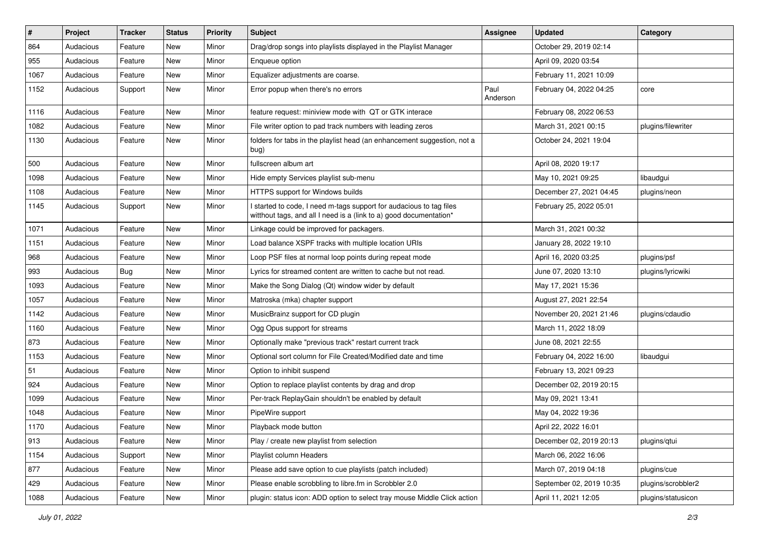| # | Project | Tracker | Status | Priority | Subject | Assignee | Updated | Category |
|---|---|---|---|---|---|---|---|---|
| 864 | Audacious | Feature | New | Minor | Drag/drop songs into playlists displayed in the Playlist Manager | | October 29, 2019 02:14 | |
| 955 | Audacious | Feature | New | Minor | Enqueue option | | April 09, 2020 03:54 | |
| 1067 | Audacious | Feature | New | Minor | Equalizer adjustments are coarse. | | February 11, 2021 10:09 | |
| 1152 | Audacious | Support | New | Minor | Error popup when there's no errors | Paul Anderson | February 04, 2022 04:25 | core |
| 1116 | Audacious | Feature | New | Minor | feature request: miniview mode with QT or GTK interace | | February 08, 2022 06:53 | |
| 1082 | Audacious | Feature | New | Minor | File writer option to pad track numbers with leading zeros | | March 31, 2021 00:15 | plugins/filewriter |
| 1130 | Audacious | Feature | New | Minor | folders for tabs in the playlist head (an enhancement suggestion, not a bug) | | October 24, 2021 19:04 | |
| 500 | Audacious | Feature | New | Minor | fullscreen album art | | April 08, 2020 19:17 | |
| 1098 | Audacious | Feature | New | Minor | Hide empty Services playlist sub-menu | | May 10, 2021 09:25 | libaudgui |
| 1108 | Audacious | Feature | New | Minor | HTTPS support for Windows builds | | December 27, 2021 04:45 | plugins/neon |
| 1145 | Audacious | Support | New | Minor | I started to code, I need m-tags support for audacious to tag files witthout tags, and all I need is a (link to a) good documentation* | | February 25, 2022 05:01 | |
| 1071 | Audacious | Feature | New | Minor | Linkage could be improved for packagers. | | March 31, 2021 00:32 | |
| 1151 | Audacious | Feature | New | Minor | Load balance XSPF tracks with multiple location URIs | | January 28, 2022 19:10 | |
| 968 | Audacious | Feature | New | Minor | Loop PSF files at normal loop points during repeat mode | | April 16, 2020 03:25 | plugins/psf |
| 993 | Audacious | Bug | New | Minor | Lyrics for streamed content are written to cache but not read. | | June 07, 2020 13:10 | plugins/lyricwiki |
| 1093 | Audacious | Feature | New | Minor | Make the Song Dialog (Qt) window wider by default | | May 17, 2021 15:36 | |
| 1057 | Audacious | Feature | New | Minor | Matroska (mka) chapter support | | August 27, 2021 22:54 | |
| 1142 | Audacious | Feature | New | Minor | MusicBrainz support for CD plugin | | November 20, 2021 21:46 | plugins/cdaudio |
| 1160 | Audacious | Feature | New | Minor | Ogg Opus support for streams | | March 11, 2022 18:09 | |
| 873 | Audacious | Feature | New | Minor | Optionally make "previous track" restart current track | | June 08, 2021 22:55 | |
| 1153 | Audacious | Feature | New | Minor | Optional sort column for File Created/Modified date and time | | February 04, 2022 16:00 | libaudgui |
| 51 | Audacious | Feature | New | Minor | Option to inhibit suspend | | February 13, 2021 09:23 | |
| 924 | Audacious | Feature | New | Minor | Option to replace playlist contents by drag and drop | | December 02, 2019 20:15 | |
| 1099 | Audacious | Feature | New | Minor | Per-track ReplayGain shouldn't be enabled by default | | May 09, 2021 13:41 | |
| 1048 | Audacious | Feature | New | Minor | PipeWire support | | May 04, 2022 19:36 | |
| 1170 | Audacious | Feature | New | Minor | Playback mode button | | April 22, 2022 16:01 | |
| 913 | Audacious | Feature | New | Minor | Play / create new playlist from selection | | December 02, 2019 20:13 | plugins/qtui |
| 1154 | Audacious | Support | New | Minor | Playlist column Headers | | March 06, 2022 16:06 | |
| 877 | Audacious | Feature | New | Minor | Please add save option to cue playlists (patch included) | | March 07, 2019 04:18 | plugins/cue |
| 429 | Audacious | Feature | New | Minor | Please enable scrobbling to libre.fm in Scrobbler 2.0 | | September 02, 2019 10:35 | plugins/scrobbler2 |
| 1088 | Audacious | Feature | New | Minor | plugin: status icon: ADD option to select tray mouse Middle Click action | | April 11, 2021 12:05 | plugins/statusicon |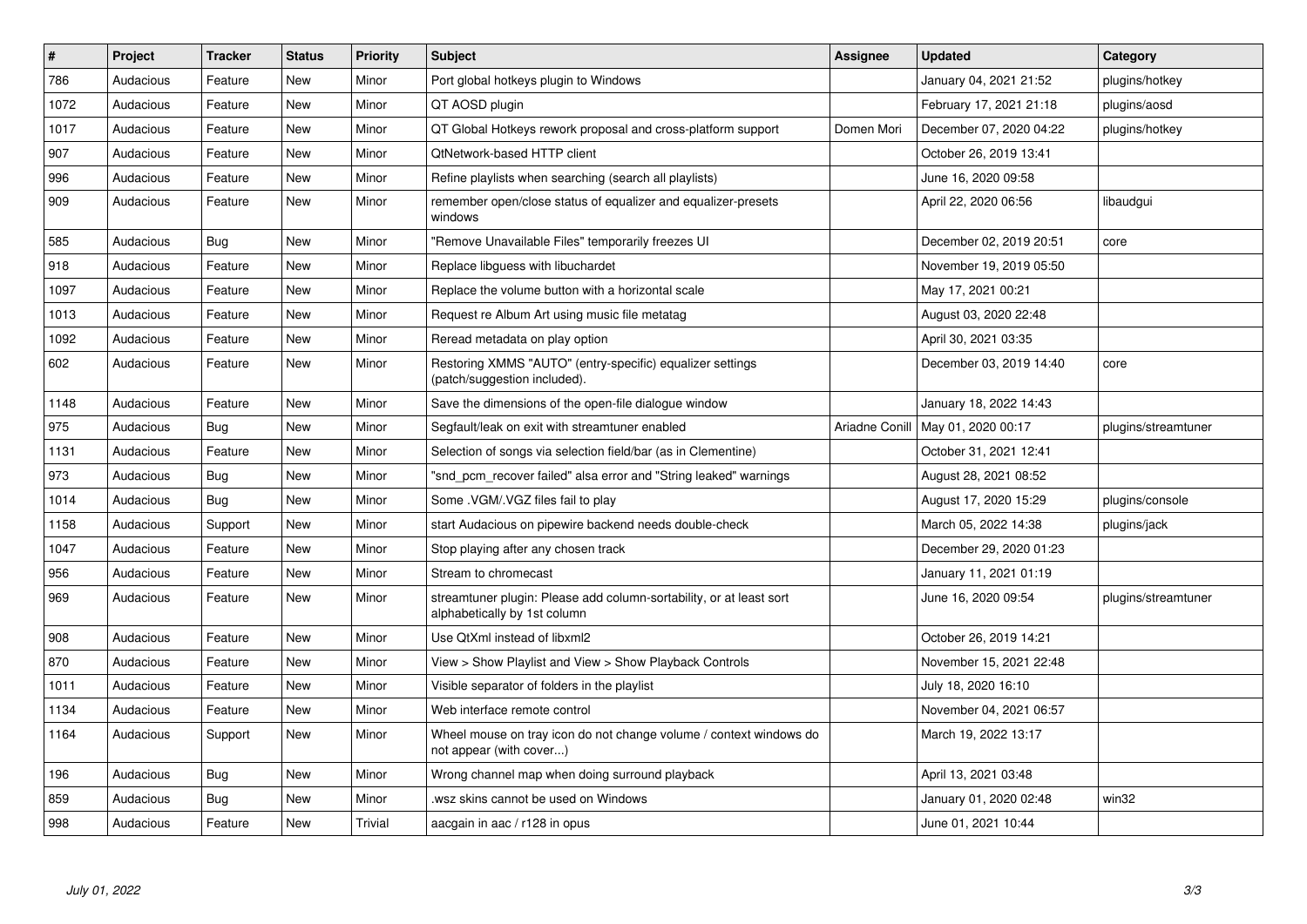| # | Project | Tracker | Status | Priority | Subject | Assignee | Updated | Category |
|---|---|---|---|---|---|---|---|---|
| 786 | Audacious | Feature | New | Minor | Port global hotkeys plugin to Windows | | January 04, 2021 21:52 | plugins/hotkey |
| 1072 | Audacious | Feature | New | Minor | QT AOSD plugin | | February 17, 2021 21:18 | plugins/aosd |
| 1017 | Audacious | Feature | New | Minor | QT Global Hotkeys rework proposal and cross-platform support | Domen Mori | December 07, 2020 04:22 | plugins/hotkey |
| 907 | Audacious | Feature | New | Minor | QtNetwork-based HTTP client | | October 26, 2019 13:41 | |
| 996 | Audacious | Feature | New | Minor | Refine playlists when searching (search all playlists) | | June 16, 2020 09:58 | |
| 909 | Audacious | Feature | New | Minor | remember open/close status of equalizer and equalizer-presets windows | | April 22, 2020 06:56 | libaudgui |
| 585 | Audacious | Bug | New | Minor | "Remove Unavailable Files" temporarily freezes UI | | December 02, 2019 20:51 | core |
| 918 | Audacious | Feature | New | Minor | Replace libguess with libuchardet | | November 19, 2019 05:50 | |
| 1097 | Audacious | Feature | New | Minor | Replace the volume button with a horizontal scale | | May 17, 2021 00:21 | |
| 1013 | Audacious | Feature | New | Minor | Request re Album Art using music file metatag | | August 03, 2020 22:48 | |
| 1092 | Audacious | Feature | New | Minor | Reread metadata on play option | | April 30, 2021 03:35 | |
| 602 | Audacious | Feature | New | Minor | Restoring XMMS "AUTO" (entry-specific) equalizer settings (patch/suggestion included). | | December 03, 2019 14:40 | core |
| 1148 | Audacious | Feature | New | Minor | Save the dimensions of the open-file dialogue window | | January 18, 2022 14:43 | |
| 975 | Audacious | Bug | New | Minor | Segfault/leak on exit with streamtuner enabled | Ariadne Conill | May 01, 2020 00:17 | plugins/streamtuner |
| 1131 | Audacious | Feature | New | Minor | Selection of songs via selection field/bar (as in Clementine) | | October 31, 2021 12:41 | |
| 973 | Audacious | Bug | New | Minor | "snd_pcm_recover failed" alsa error and "String leaked" warnings | | August 28, 2021 08:52 | |
| 1014 | Audacious | Bug | New | Minor | Some .VGM/.VGZ files fail to play | | August 17, 2020 15:29 | plugins/console |
| 1158 | Audacious | Support | New | Minor | start Audacious on pipewire backend needs double-check | | March 05, 2022 14:38 | plugins/jack |
| 1047 | Audacious | Feature | New | Minor | Stop playing after any chosen track | | December 29, 2020 01:23 | |
| 956 | Audacious | Feature | New | Minor | Stream to chromecast | | January 11, 2021 01:19 | |
| 969 | Audacious | Feature | New | Minor | streamtuner plugin: Please add column-sortability, or at least sort alphabetically by 1st column | | June 16, 2020 09:54 | plugins/streamtuner |
| 908 | Audacious | Feature | New | Minor | Use QtXml instead of libxml2 | | October 26, 2019 14:21 | |
| 870 | Audacious | Feature | New | Minor | View > Show Playlist and View > Show Playback Controls | | November 15, 2021 22:48 | |
| 1011 | Audacious | Feature | New | Minor | Visible separator of folders in the playlist | | July 18, 2020 16:10 | |
| 1134 | Audacious | Feature | New | Minor | Web interface remote control | | November 04, 2021 06:57 | |
| 1164 | Audacious | Support | New | Minor | Wheel mouse on tray icon do not change volume / context windows do not appear (with cover...) | | March 19, 2022 13:17 | |
| 196 | Audacious | Bug | New | Minor | Wrong channel map when doing surround playback | | April 13, 2021 03:48 | |
| 859 | Audacious | Bug | New | Minor | .wsz skins cannot be used on Windows | | January 01, 2020 02:48 | win32 |
| 998 | Audacious | Feature | New | Trivial | aacgain in aac / r128 in opus | | June 01, 2021 10:44 | |

*July 01, 2022*